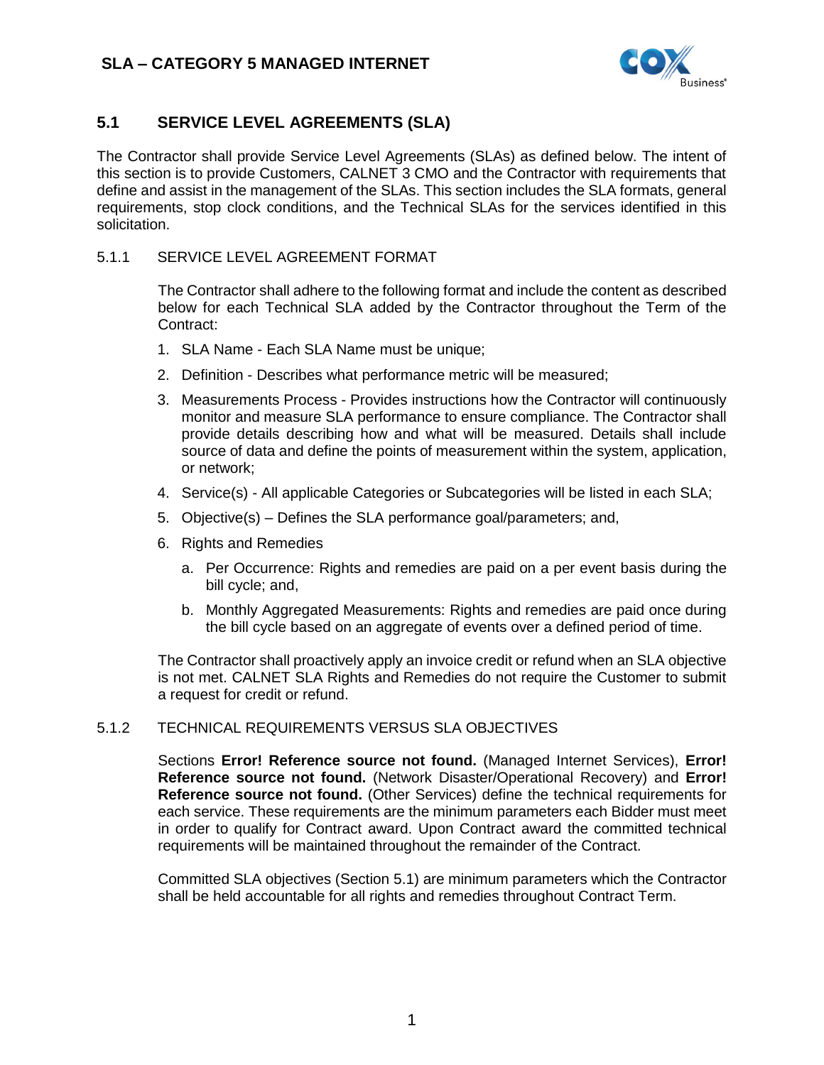# SLA – CATEGORY 5 MANAGED INTERNET

## 5.1 SERVICE LEVEL AGREEMENTS (SLA)

The Contractor shall provide Service Level Agreements (SLAs) as defined below. The intent of this section is to provide Customers, CALNET 3 CMO and the Contractor with requirements that define and assist in the management of the SLAs. This section includes the SLA formats, general requirements, stop clock conditions, and the Technical SLAs for the services identified in this solicitation.

### 5.1.1 SERVICE LEVEL AGREEMENT FORMAT

The Contractor shall adhere to the following format and include the content as described below for each Technical SLA added by the Contractor throughout the Term of the Contract:

1. SLA Name - Each SLA Name must be unique;
2. Definition - Describes what performance metric will be measured;
3. Measurements Process - Provides instructions how the Contractor will continuously monitor and measure SLA performance to ensure compliance. The Contractor shall provide details describing how and what will be measured. Details shall include source of data and define the points of measurement within the system, application, or network;
4. Service(s) - All applicable Categories or Subcategories will be listed in each SLA;
5. Objective(s) – Defines the SLA performance goal/parameters; and,
6. Rights and Remedies
   a. Per Occurrence: Rights and remedies are paid on a per event basis during the bill cycle; and,
   b. Monthly Aggregated Measurements: Rights and remedies are paid once during the bill cycle based on an aggregate of events over a defined period of time.

The Contractor shall proactively apply an invoice credit or refund when an SLA objective is not met. CALNET SLA Rights and Remedies do not require the Customer to submit a request for credit or refund.

### 5.1.2 TECHNICAL REQUIREMENTS VERSUS SLA OBJECTIVES

Sections **Error! Reference source not found.** (Managed Internet Services), **Error! Reference source not found.** (Network Disaster/Operational Recovery) and **Error! Reference source not found.** (Other Services) define the technical requirements for each service. These requirements are the minimum parameters each Bidder must meet in order to qualify for Contract award. Upon Contract award the committed technical requirements will be maintained throughout the remainder of the Contract.

Committed SLA objectives (Section 5.1) are minimum parameters which the Contractor shall be held accountable for all rights and remedies throughout Contract Term.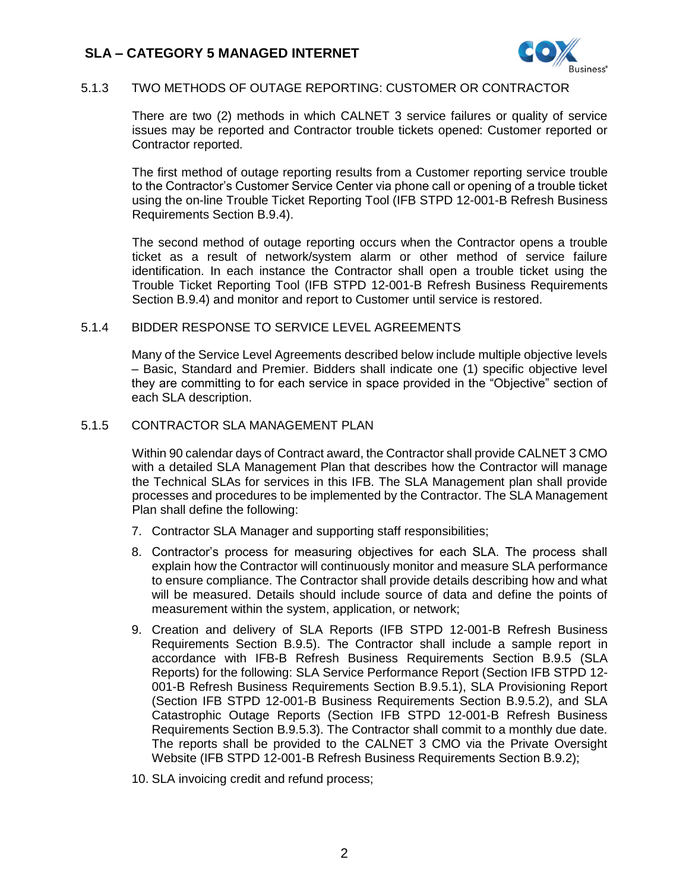#### 5.1.3 TWO METHODS OF OUTAGE REPORTING: CUSTOMER OR CONTRACTOR

There are two (2) methods in which CALNET 3 service failures or quality of service issues may be reported and Contractor trouble tickets opened: Customer reported or Contractor reported.

The first method of outage reporting results from a Customer reporting service trouble to the Contractor's Customer Service Center via phone call or opening of a trouble ticket using the on-line Trouble Ticket Reporting Tool (IFB STPD 12-001-B Refresh Business Requirements Section B.9.4).

The second method of outage reporting occurs when the Contractor opens a trouble ticket as a result of network/system alarm or other method of service failure identification. In each instance the Contractor shall open a trouble ticket using the Trouble Ticket Reporting Tool (IFB STPD 12-001-B Refresh Business Requirements Section B.9.4) and monitor and report to Customer until service is restored.

#### 5.1.4 BIDDER RESPONSE TO SERVICE LEVEL AGREEMENTS

Many of the Service Level Agreements described below include multiple objective levels – Basic, Standard and Premier. Bidders shall indicate one (1) specific objective level they are committing to for each service in space provided in the "Objective" section of each SLA description.

#### 5.1.5 CONTRACTOR SLA MANAGEMENT PLAN

Within 90 calendar days of Contract award, the Contractor shall provide CALNET 3 CMO with a detailed SLA Management Plan that describes how the Contractor will manage the Technical SLAs for services in this IFB. The SLA Management plan shall provide processes and procedures to be implemented by the Contractor. The SLA Management Plan shall define the following:

7. Contractor SLA Manager and supporting staff responsibilities;
8. Contractor's process for measuring objectives for each SLA. The process shall explain how the Contractor will continuously monitor and measure SLA performance to ensure compliance. The Contractor shall provide details describing how and what will be measured. Details should include source of data and define the points of measurement within the system, application, or network;
9. Creation and delivery of SLA Reports (IFB STPD 12-001-B Refresh Business Requirements Section B.9.5). The Contractor shall include a sample report in accordance with IFB-B Refresh Business Requirements Section B.9.5 (SLA Reports) for the following: SLA Service Performance Report (Section IFB STPD 12-001-B Refresh Business Requirements Section B.9.5.1), SLA Provisioning Report (Section IFB STPD 12-001-B Business Requirements Section B.9.5.2), and SLA Catastrophic Outage Reports (Section IFB STPD 12-001-B Refresh Business Requirements Section B.9.5.3). The Contractor shall commit to a monthly due date. The reports shall be provided to the CALNET 3 CMO via the Private Oversight Website (IFB STPD 12-001-B Refresh Business Requirements Section B.9.2);
10. SLA invoicing credit and refund process;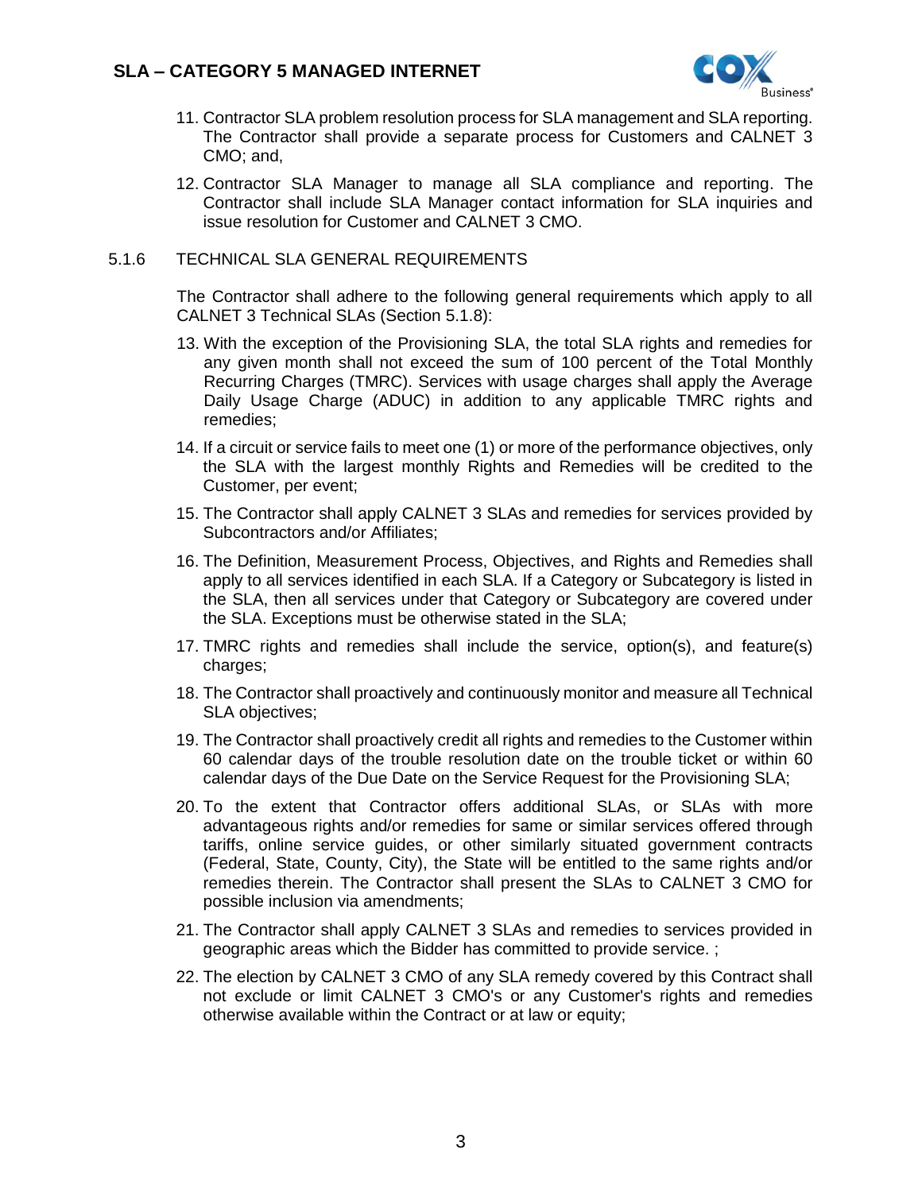11. Contractor SLA problem resolution process for SLA management and SLA reporting. The Contractor shall provide a separate process for Customers and CALNET 3 CMO; and,

12. Contractor SLA Manager to manage all SLA compliance and reporting. The Contractor shall include SLA Manager contact information for SLA inquiries and issue resolution for Customer and CALNET 3 CMO.

### 5.1.6 TECHNICAL SLA GENERAL REQUIREMENTS

The Contractor shall adhere to the following general requirements which apply to all CALNET 3 Technical SLAs (Section 5.1.8):

13. With the exception of the Provisioning SLA, the total SLA rights and remedies for any given month shall not exceed the sum of 100 percent of the Total Monthly Recurring Charges (TMRC). Services with usage charges shall apply the Average Daily Usage Charge (ADUC) in addition to any applicable TMRC rights and remedies;

14. If a circuit or service fails to meet one (1) or more of the performance objectives, only the SLA with the largest monthly Rights and Remedies will be credited to the Customer, per event;

15. The Contractor shall apply CALNET 3 SLAs and remedies for services provided by Subcontractors and/or Affiliates;

16. The Definition, Measurement Process, Objectives, and Rights and Remedies shall apply to all services identified in each SLA. If a Category or Subcategory is listed in the SLA, then all services under that Category or Subcategory are covered under the SLA. Exceptions must be otherwise stated in the SLA;

17. TMRC rights and remedies shall include the service, option(s), and feature(s) charges;

18. The Contractor shall proactively and continuously monitor and measure all Technical SLA objectives;

19. The Contractor shall proactively credit all rights and remedies to the Customer within 60 calendar days of the trouble resolution date on the trouble ticket or within 60 calendar days of the Due Date on the Service Request for the Provisioning SLA;

20. To the extent that Contractor offers additional SLAs, or SLAs with more advantageous rights and/or remedies for same or similar services offered through tariffs, online service guides, or other similarly situated government contracts (Federal, State, County, City), the State will be entitled to the same rights and/or remedies therein. The Contractor shall present the SLAs to CALNET 3 CMO for possible inclusion via amendments;

21. The Contractor shall apply CALNET 3 SLAs and remedies to services provided in geographic areas which the Bidder has committed to provide service. ;

22. The election by CALNET 3 CMO of any SLA remedy covered by this Contract shall not exclude or limit CALNET 3 CMO's or any Customer's rights and remedies otherwise available within the Contract or at law or equity;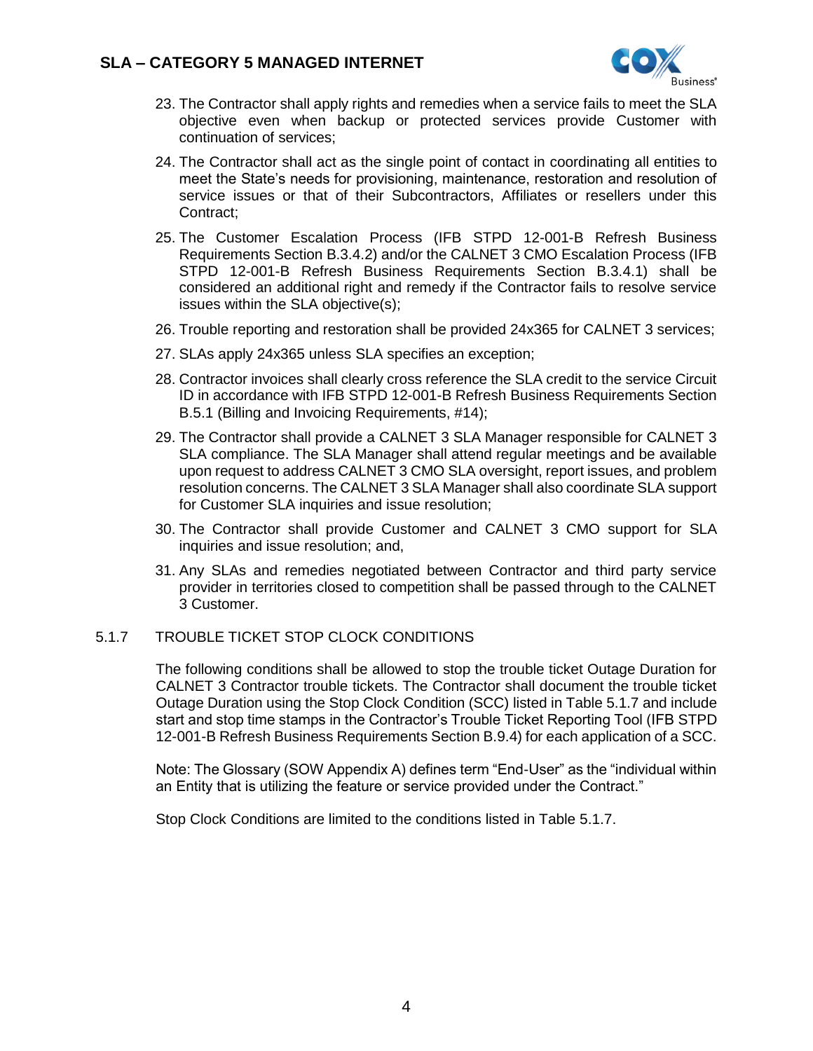23. The Contractor shall apply rights and remedies when a service fails to meet the SLA objective even when backup or protected services provide Customer with continuation of services;

24. The Contractor shall act as the single point of contact in coordinating all entities to meet the State's needs for provisioning, maintenance, restoration and resolution of service issues or that of their Subcontractors, Affiliates or resellers under this Contract;

25. The Customer Escalation Process (IFB STPD 12-001-B Refresh Business Requirements Section B.3.4.2) and/or the CALNET 3 CMO Escalation Process (IFB STPD 12-001-B Refresh Business Requirements Section B.3.4.1) shall be considered an additional right and remedy if the Contractor fails to resolve service issues within the SLA objective(s);

26. Trouble reporting and restoration shall be provided 24x365 for CALNET 3 services;

27. SLAs apply 24x365 unless SLA specifies an exception;

28. Contractor invoices shall clearly cross reference the SLA credit to the service Circuit ID in accordance with IFB STPD 12-001-B Refresh Business Requirements Section B.5.1 (Billing and Invoicing Requirements, #14);

29. The Contractor shall provide a CALNET 3 SLA Manager responsible for CALNET 3 SLA compliance. The SLA Manager shall attend regular meetings and be available upon request to address CALNET 3 CMO SLA oversight, report issues, and problem resolution concerns. The CALNET 3 SLA Manager shall also coordinate SLA support for Customer SLA inquiries and issue resolution;

30. The Contractor shall provide Customer and CALNET 3 CMO support for SLA inquiries and issue resolution; and,

31. Any SLAs and remedies negotiated between Contractor and third party service provider in territories closed to competition shall be passed through to the CALNET 3 Customer.

### 5.1.7 TROUBLE TICKET STOP CLOCK CONDITIONS

The following conditions shall be allowed to stop the trouble ticket Outage Duration for CALNET 3 Contractor trouble tickets. The Contractor shall document the trouble ticket Outage Duration using the Stop Clock Condition (SCC) listed in Table 5.1.7 and include start and stop time stamps in the Contractor's Trouble Ticket Reporting Tool (IFB STPD 12-001-B Refresh Business Requirements Section B.9.4) for each application of a SCC.

Note: The Glossary (SOW Appendix A) defines term "End-User" as the "individual within an Entity that is utilizing the feature or service provided under the Contract."

Stop Clock Conditions are limited to the conditions listed in Table 5.1.7.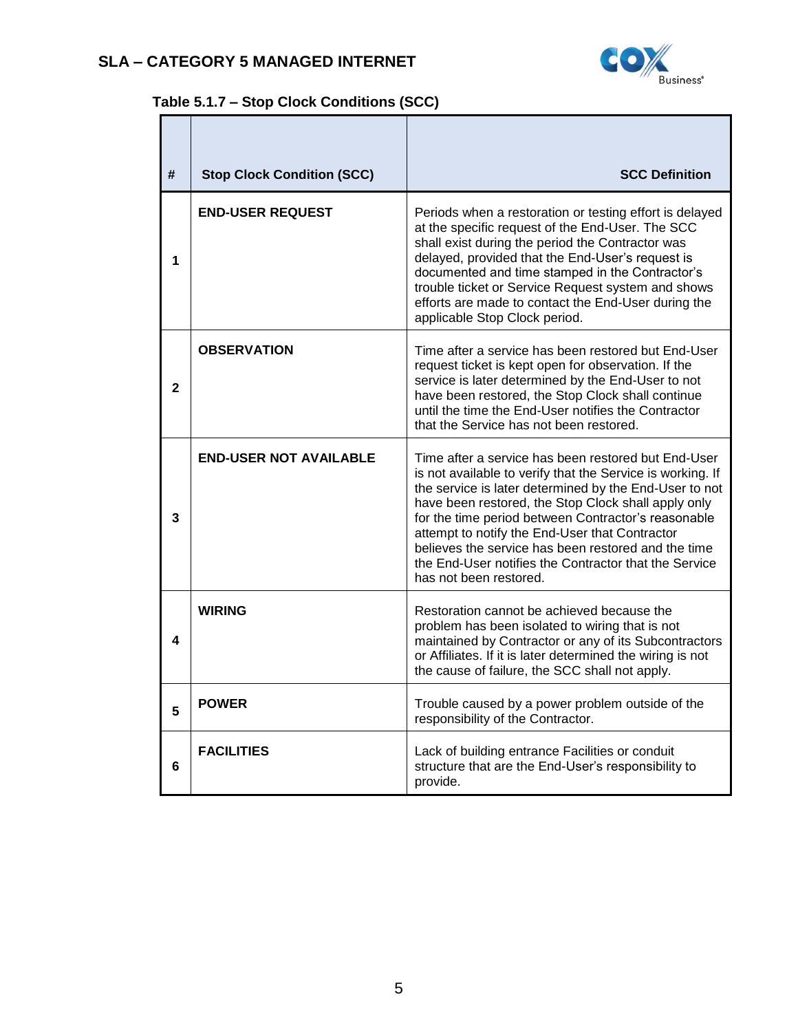**Table 5.1.7 – Stop Clock Conditions (SCC)**

| # | Stop Clock Condition (SCC) | SCC Definition |
| --- | --- | --- |
| 1 | **END-USER REQUEST** | Periods when a restoration or testing effort is delayed at the specific request of the End-User. The SCC shall exist during the period the Contractor was delayed, provided that the End-User's request is documented and time stamped in the Contractor's trouble ticket or Service Request system and shows efforts are made to contact the End-User during the applicable Stop Clock period. |
| 2 | **OBSERVATION** | Time after a service has been restored but End-User request ticket is kept open for observation. If the service is later determined by the End-User to not have been restored, the Stop Clock shall continue until the time the End-User notifies the Contractor that the Service has not been restored. |
| 3 | **END-USER NOT AVAILABLE** | Time after a service has been restored but End-User is not available to verify that the Service is working. If the service is later determined by the End-User to not have been restored, the Stop Clock shall apply only for the time period between Contractor's reasonable attempt to notify the End-User that Contractor believes the service has been restored and the time the End-User notifies the Contractor that the Service has not been restored. |
| 4 | **WIRING** | Restoration cannot be achieved because the problem has been isolated to wiring that is not maintained by Contractor or any of its Subcontractors or Affiliates. If it is later determined the wiring is not the cause of failure, the SCC shall not apply. |
| 5 | **POWER** | Trouble caused by a power problem outside of the responsibility of the Contractor. |
| 6 | **FACILITIES** | Lack of building entrance Facilities or conduit structure that are the End-User's responsibility to provide. |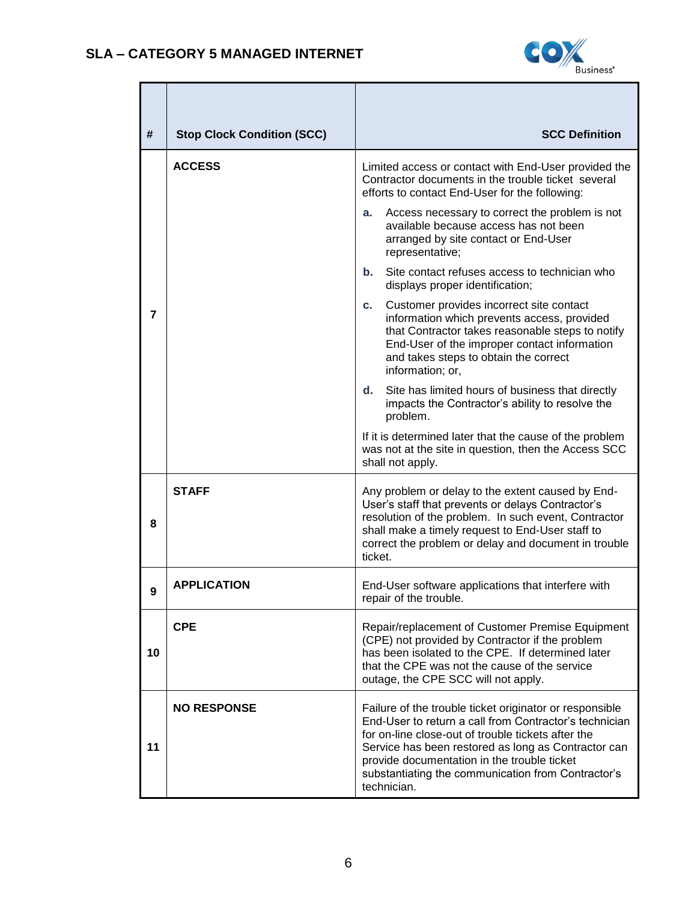## SLA – CATEGORY 5 MANAGED INTERNET

| # | Stop Clock Condition (SCC) | SCC Definition |
|---|---|---|
| 7 | **ACCESS** | Limited access or contact with End-User provided the Contractor documents in the trouble ticket several efforts to contact End-User for the following:<br>**a.** Access necessary to correct the problem is not available because access has not been arranged by site contact or End-User representative;<br>**b.** Site contact refuses access to technician who displays proper identification;<br>**c.** Customer provides incorrect site contact information which prevents access, provided that Contractor takes reasonable steps to notify End-User of the improper contact information and takes steps to obtain the correct information; or,<br>**d.** Site has limited hours of business that directly impacts the Contractor's ability to resolve the problem.<br>If it is determined later that the cause of the problem was not at the site in question, then the Access SCC shall not apply. |
| 8 | **STAFF** | Any problem or delay to the extent caused by End-User's staff that prevents or delays Contractor's resolution of the problem. In such event, Contractor shall make a timely request to End-User staff to correct the problem or delay and document in trouble ticket. |
| 9 | **APPLICATION** | End-User software applications that interfere with repair of the trouble. |
| 10 | **CPE** | Repair/replacement of Customer Premise Equipment (CPE) not provided by Contractor if the problem has been isolated to the CPE. If determined later that the CPE was not the cause of the service outage, the CPE SCC will not apply. |
| 11 | **NO RESPONSE** | Failure of the trouble ticket originator or responsible End-User to return a call from Contractor's technician for on-line close-out of trouble tickets after the Service has been restored as long as Contractor can provide documentation in the trouble ticket substantiating the communication from Contractor's technician. |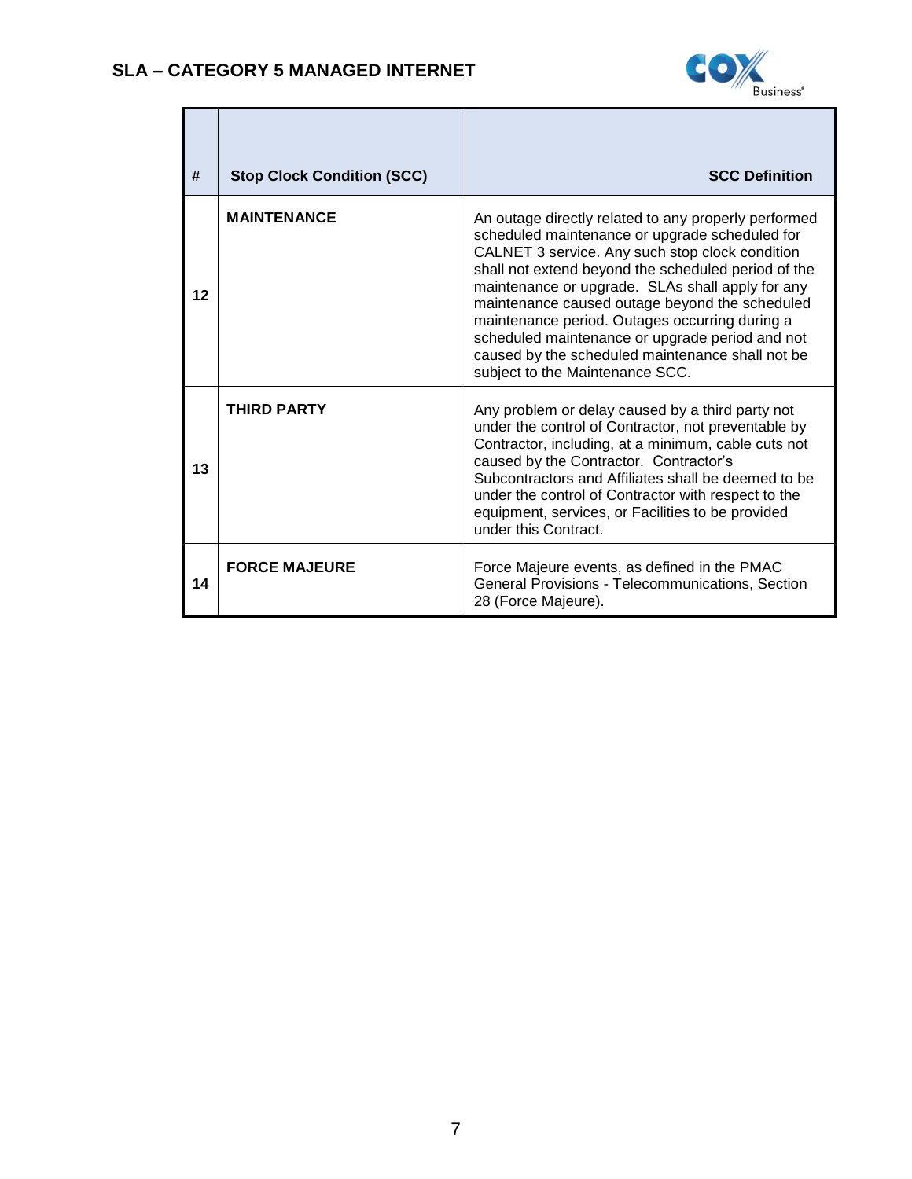| # | Stop Clock Condition (SCC) | SCC Definition |
|---|---|---|
| 12 | **MAINTENANCE** | An outage directly related to any properly performed scheduled maintenance or upgrade scheduled for CALNET 3 service. Any such stop clock condition shall not extend beyond the scheduled period of the maintenance or upgrade. SLAs shall apply for any maintenance caused outage beyond the scheduled maintenance period. Outages occurring during a scheduled maintenance or upgrade period and not caused by the scheduled maintenance shall not be subject to the Maintenance SCC. |
| 13 | **THIRD PARTY** | Any problem or delay caused by a third party not under the control of Contractor, not preventable by Contractor, including, at a minimum, cable cuts not caused by the Contractor. Contractor's Subcontractors and Affiliates shall be deemed to be under the control of Contractor with respect to the equipment, services, or Facilities to be provided under this Contract. |
| 14 | **FORCE MAJEURE** | Force Majeure events, as defined in the PMAC General Provisions - Telecommunications, Section 28 (Force Majeure). |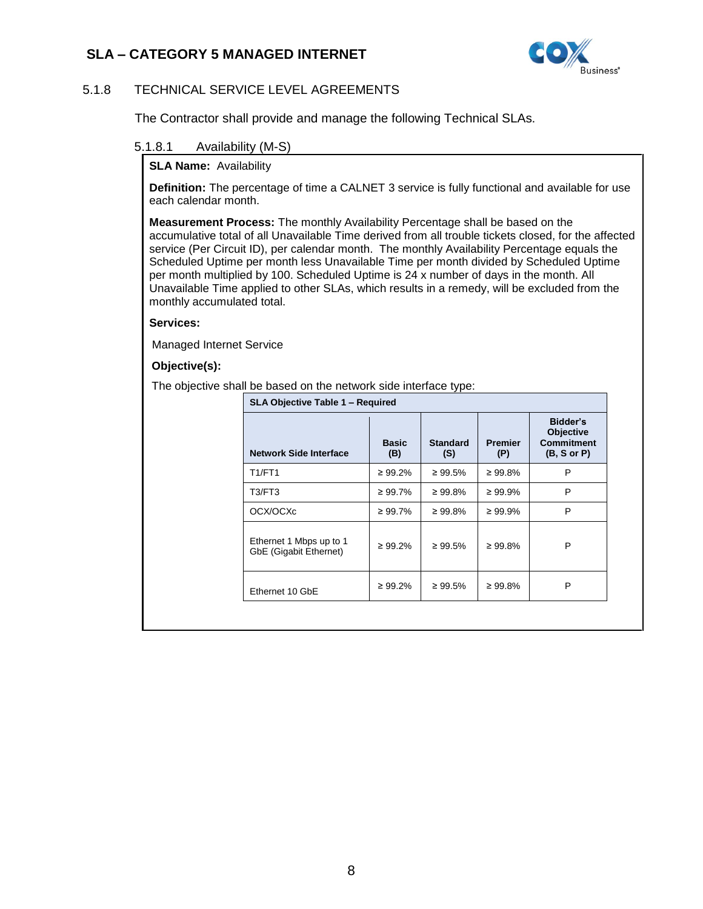### 5.1.8 TECHNICAL SERVICE LEVEL AGREEMENTS

The Contractor shall provide and manage the following Technical SLAs.

#### 5.1.8.1 Availability (M-S)

**SLA Name:** Availability

**Definition:** The percentage of time a CALNET 3 service is fully functional and available for use each calendar month.

**Measurement Process:** The monthly Availability Percentage shall be based on the accumulative total of all Unavailable Time derived from all trouble tickets closed, for the affected service (Per Circuit ID), per calendar month. The monthly Availability Percentage equals the Scheduled Uptime per month less Unavailable Time per month divided by Scheduled Uptime per month multiplied by 100. Scheduled Uptime is 24 x number of days in the month. All Unavailable Time applied to other SLAs, which results in a remedy, will be excluded from the monthly accumulated total.

**Services:**

Managed Internet Service

**Objective(s):**

The objective shall be based on the network side interface type:

| SLA Objective Table 1 – Required | | | | |
|---|---|---|---|---|
| **Network Side Interface** | **Basic (B)** | **Standard (S)** | **Premier (P)** | **Bidder's Objective Commitment (B, S or P)** |
| T1/FT1 | ≥ 99.2% | ≥ 99.5% | ≥ 99.8% | P |
| T3/FT3 | ≥ 99.7% | ≥ 99.8% | ≥ 99.9% | P |
| OCX/OCXc | ≥ 99.7% | ≥ 99.8% | ≥ 99.9% | P |
| Ethernet 1 Mbps up to 1 GbE (Gigabit Ethernet) | ≥ 99.2% | ≥ 99.5% | ≥ 99.8% | P |
| Ethernet 10 GbE | ≥ 99.2% | ≥ 99.5% | ≥ 99.8% | P |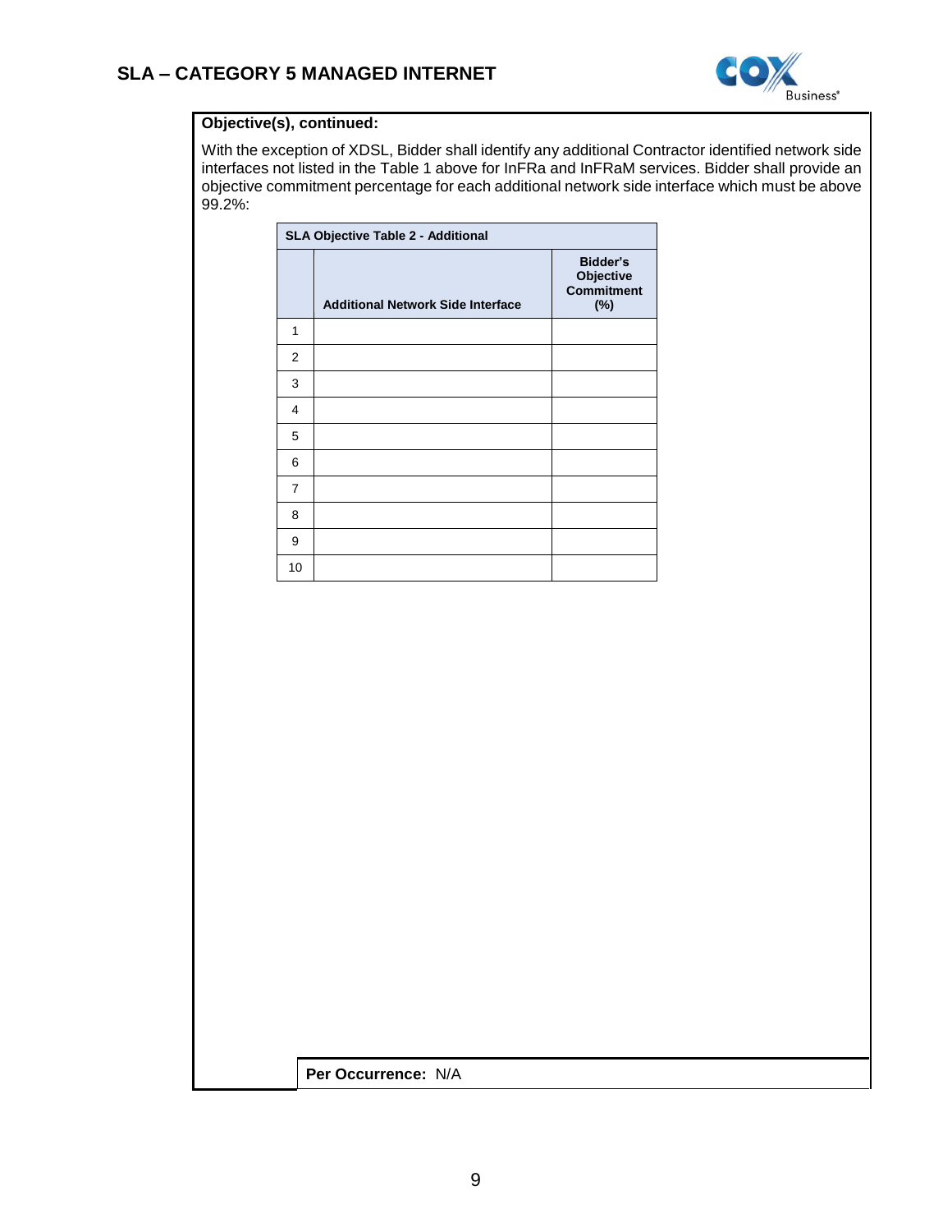**Objective(s), continued:**

With the exception of XDSL, Bidder shall identify any additional Contractor identified network side interfaces not listed in the Table 1 above for InFRa and InFRaM services. Bidder shall provide an objective commitment percentage for each additional network side interface which must be above 99.2%:

| SLA Objective Table 2 - Additional | | |
|---|---|---|
| | **Additional Network Side Interface** | **Bidder's Objective Commitment (%)** |
| 1 | | |
| 2 | | |
| 3 | | |
| 4 | | |
| 5 | | |
| 6 | | |
| 7 | | |
| 8 | | |
| 9 | | |
| 10 | | |

**Per Occurrence:** N/A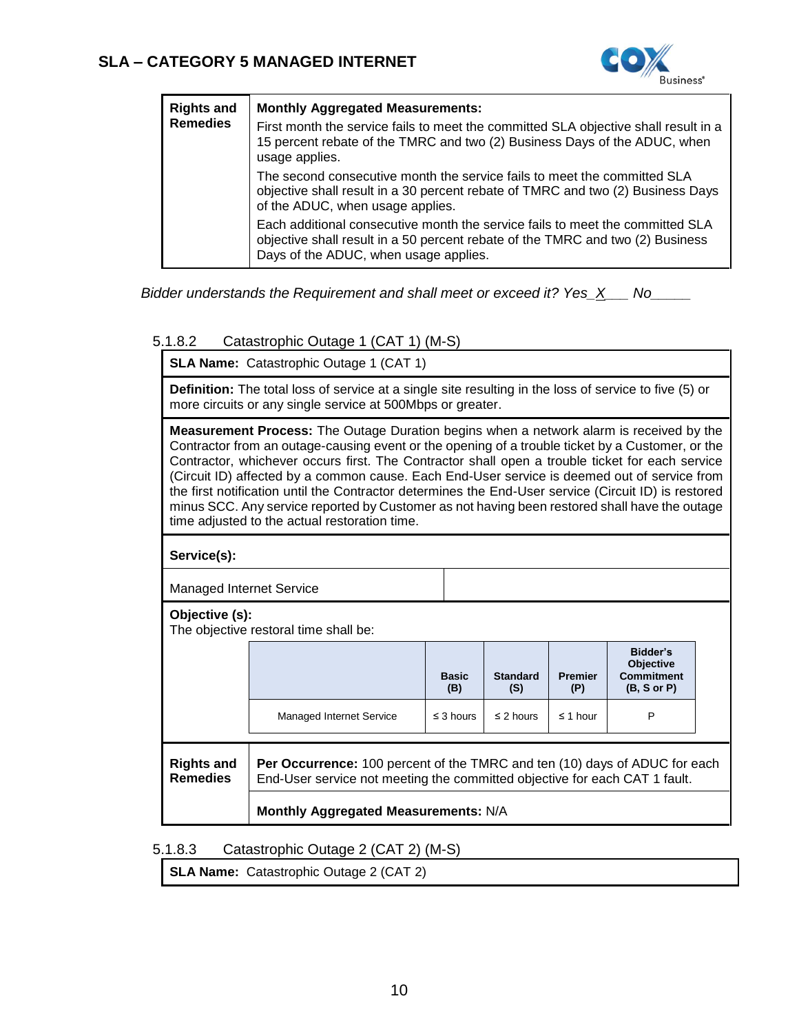| Rights and Remedies | **Monthly Aggregated Measurements:** First month the service fails to meet the committed SLA objective shall result in a 15 percent rebate of the TMRC and two (2) Business Days of the ADUC, when usage applies. The second consecutive month the service fails to meet the committed SLA objective shall result in a 30 percent rebate of TMRC and two (2) Business Days of the ADUC, when usage applies. Each additional consecutive month the service fails to meet the committed SLA objective shall result in a 50 percent rebate of the TMRC and two (2) Business Days of the ADUC, when usage applies. |
|---|---|

*Bidder understands the Requirement and shall meet or exceed it? Yes_X___ No_____*

### 5.1.8.2 Catastrophic Outage 1 (CAT 1) (M-S)

**SLA Name:** Catastrophic Outage 1 (CAT 1)

**Definition:** The total loss of service at a single site resulting in the loss of service to five (5) or more circuits or any single service at 500Mbps or greater.

**Measurement Process:** The Outage Duration begins when a network alarm is received by the Contractor from an outage-causing event or the opening of a trouble ticket by a Customer, or the Contractor, whichever occurs first. The Contractor shall open a trouble ticket for each service (Circuit ID) affected by a common cause. Each End-User service is deemed out of service from the first notification until the Contractor determines the End-User service (Circuit ID) is restored minus SCC. Any service reported by Customer as not having been restored shall have the outage time adjusted to the actual restoration time.

**Service(s):**

Managed Internet Service

**Objective (s):**
The objective restoral time shall be:

| | Basic (B) | Standard (S) | Premier (P) | Bidder's Objective Commitment (B, S or P) |
|---|---|---|---|---|
| Managed Internet Service | ≤ 3 hours | ≤ 2 hours | ≤ 1 hour | P |

| Rights and Remedies | **Per Occurrence:** 100 percent of the TMRC and ten (10) days of ADUC for each End-User service not meeting the committed objective for each CAT 1 fault. |
|---|---|
| | **Monthly Aggregated Measurements:** N/A |

### 5.1.8.3 Catastrophic Outage 2 (CAT 2) (M-S)

**SLA Name:** Catastrophic Outage 2 (CAT 2)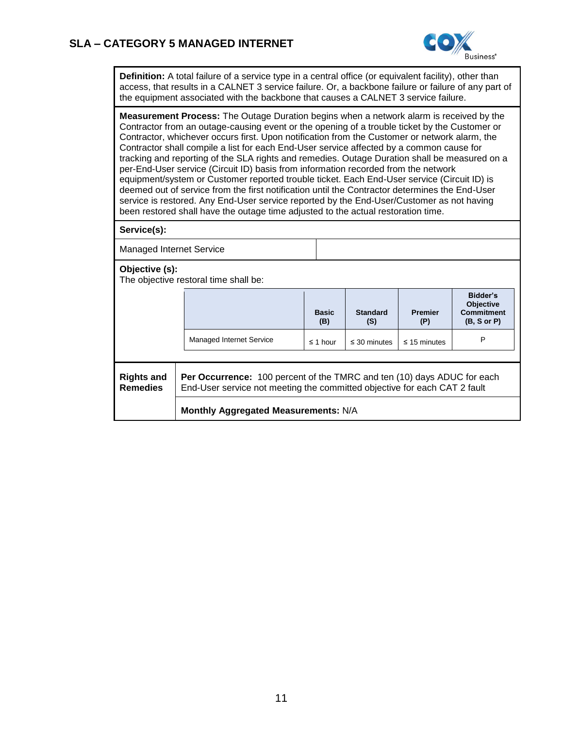# SLA – CATEGORY 5 MANAGED INTERNET

**Definition:** A total failure of a service type in a central office (or equivalent facility), other than access, that results in a CALNET 3 service failure. Or, a backbone failure or failure of any part of the equipment associated with the backbone that causes a CALNET 3 service failure.

**Measurement Process:** The Outage Duration begins when a network alarm is received by the Contractor from an outage-causing event or the opening of a trouble ticket by the Customer or Contractor, whichever occurs first. Upon notification from the Customer or network alarm, the Contractor shall compile a list for each End-User service affected by a common cause for tracking and reporting of the SLA rights and remedies. Outage Duration shall be measured on a per-End-User service (Circuit ID) basis from information recorded from the network equipment/system or Customer reported trouble ticket. Each End-User service (Circuit ID) is deemed out of service from the first notification until the Contractor determines the End-User service is restored. Any End-User service reported by the End-User/Customer as not having been restored shall have the outage time adjusted to the actual restoration time.

**Service(s):**

Managed Internet Service

**Objective (s):**
The objective restoral time shall be:

| | Basic (B) | Standard (S) | Premier (P) | Bidder's Objective Commitment (B, S or P) |
|---|---|---|---|---|
| Managed Internet Service | ≤ 1 hour | ≤ 30 minutes | ≤ 15 minutes | P |

**Rights and Remedies**

**Per Occurrence:** 100 percent of the TMRC and ten (10) days ADUC for each End-User service not meeting the committed objective for each CAT 2 fault

**Monthly Aggregated Measurements:** N/A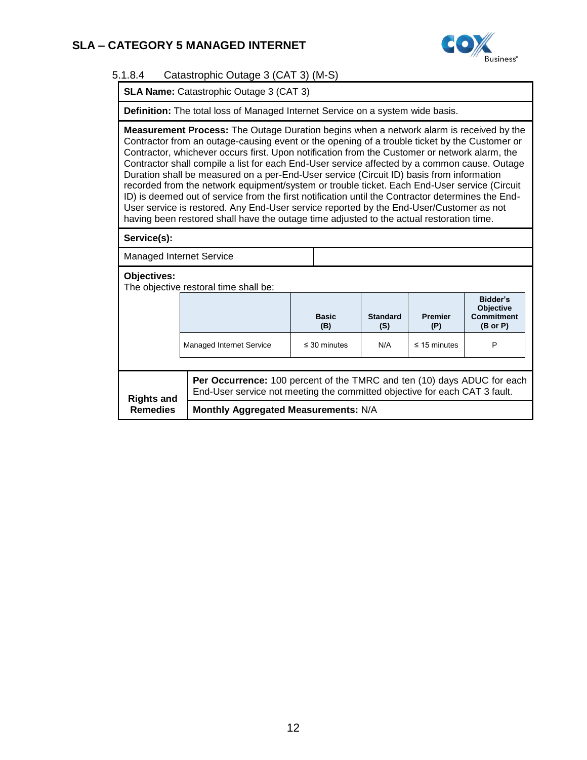#### 5.1.8.4 Catastrophic Outage 3 (CAT 3) (M-S)

**SLA Name:** Catastrophic Outage 3 (CAT 3)

**Definition:** The total loss of Managed Internet Service on a system wide basis.

**Measurement Process:** The Outage Duration begins when a network alarm is received by the Contractor from an outage-causing event or the opening of a trouble ticket by the Customer or Contractor, whichever occurs first. Upon notification from the Customer or network alarm, the Contractor shall compile a list for each End-User service affected by a common cause. Outage Duration shall be measured on a per-End-User service (Circuit ID) basis from information recorded from the network equipment/system or trouble ticket. Each End-User service (Circuit ID) is deemed out of service from the first notification until the Contractor determines the End-User service is restored. Any End-User service reported by the End-User/Customer as not having been restored shall have the outage time adjusted to the actual restoration time.

**Service(s):**

Managed Internet Service

**Objectives:**
The objective restoral time shall be:

| | Basic (B) | Standard (S) | Premier (P) | Bidder's Objective Commitment (B or P) |
|---|---|---|---|---|
| Managed Internet Service | ≤ 30 minutes | N/A | ≤ 15 minutes | P |

| Rights and Remedies | |
|---|---|
| | **Per Occurrence:** 100 percent of the TMRC and ten (10) days ADUC for each End-User service not meeting the committed objective for each CAT 3 fault. |
| | **Monthly Aggregated Measurements:** N/A |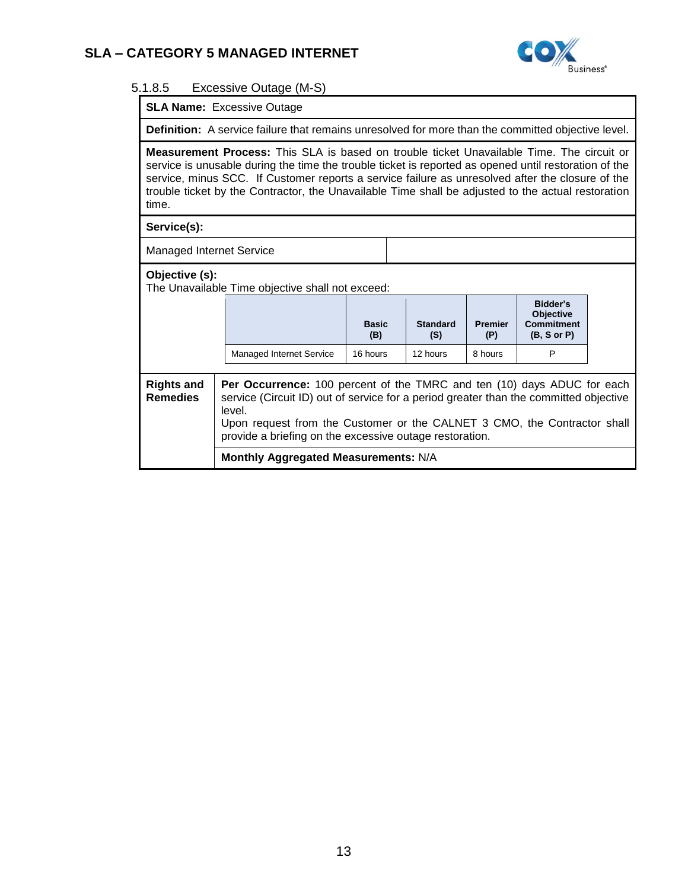#### 5.1.8.5 Excessive Outage (M-S)

**SLA Name:** Excessive Outage

**Definition:** A service failure that remains unresolved for more than the committed objective level.

**Measurement Process:** This SLA is based on trouble ticket Unavailable Time. The circuit or service is unusable during the time the trouble ticket is reported as opened until restoration of the service, minus SCC. If Customer reports a service failure as unresolved after the closure of the trouble ticket by the Contractor, the Unavailable Time shall be adjusted to the actual restoration time.

**Service(s):**

Managed Internet Service

**Objective (s):**
The Unavailable Time objective shall not exceed:

| | Basic (B) | Standard (S) | Premier (P) | Bidder's Objective Commitment (B, S or P) |
|---|---|---|---|---|
| Managed Internet Service | 16 hours | 12 hours | 8 hours | P |

**Rights and Remedies**

**Per Occurrence:** 100 percent of the TMRC and ten (10) days ADUC for each service (Circuit ID) out of service for a period greater than the committed objective level.
Upon request from the Customer or the CALNET 3 CMO, the Contractor shall provide a briefing on the excessive outage restoration.

**Monthly Aggregated Measurements:** N/A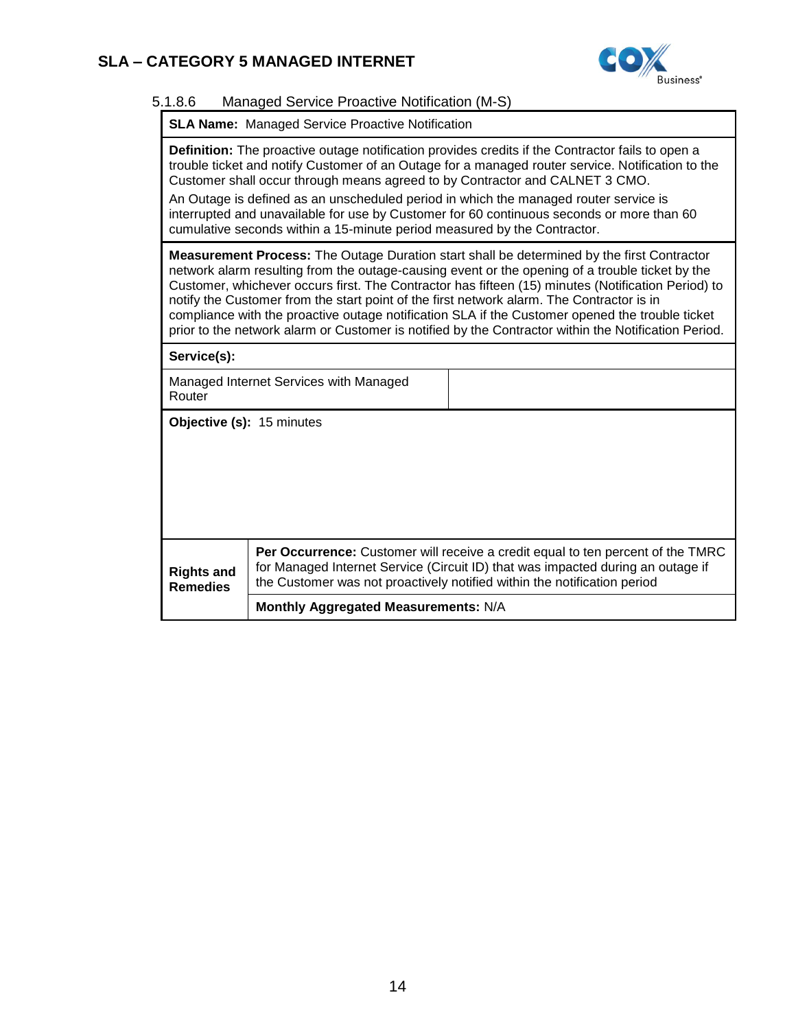#### 5.1.8.6 Managed Service Proactive Notification (M-S)

| **SLA Name:** Managed Service Proactive Notification | | |
|---|---|---|
| **Definition:** The proactive outage notification provides credits if the Contractor fails to open a trouble ticket and notify Customer of an Outage for a managed router service. Notification to the Customer shall occur through means agreed to by Contractor and CALNET 3 CMO.<br>An Outage is defined as an unscheduled period in which the managed router service is interrupted and unavailable for use by Customer for 60 continuous seconds or more than 60 cumulative seconds within a 15-minute period measured by the Contractor. | | |
| **Measurement Process:** The Outage Duration start shall be determined by the first Contractor network alarm resulting from the outage-causing event or the opening of a trouble ticket by the Customer, whichever occurs first. The Contractor has fifteen (15) minutes (Notification Period) to notify the Customer from the start point of the first network alarm. The Contractor is in compliance with the proactive outage notification SLA if the Customer opened the trouble ticket prior to the network alarm or Customer is notified by the Contractor within the Notification Period. | | |
| **Service(s):** | | |
| Managed Internet Services with Managed Router | | |
| **Objective (s):** 15 minutes | | |
| **Rights and Remedies** | **Per Occurrence:** Customer will receive a credit equal to ten percent of the TMRC for Managed Internet Service (Circuit ID) that was impacted during an outage if the Customer was not proactively notified within the notification period | |
| | **Monthly Aggregated Measurements:** N/A | |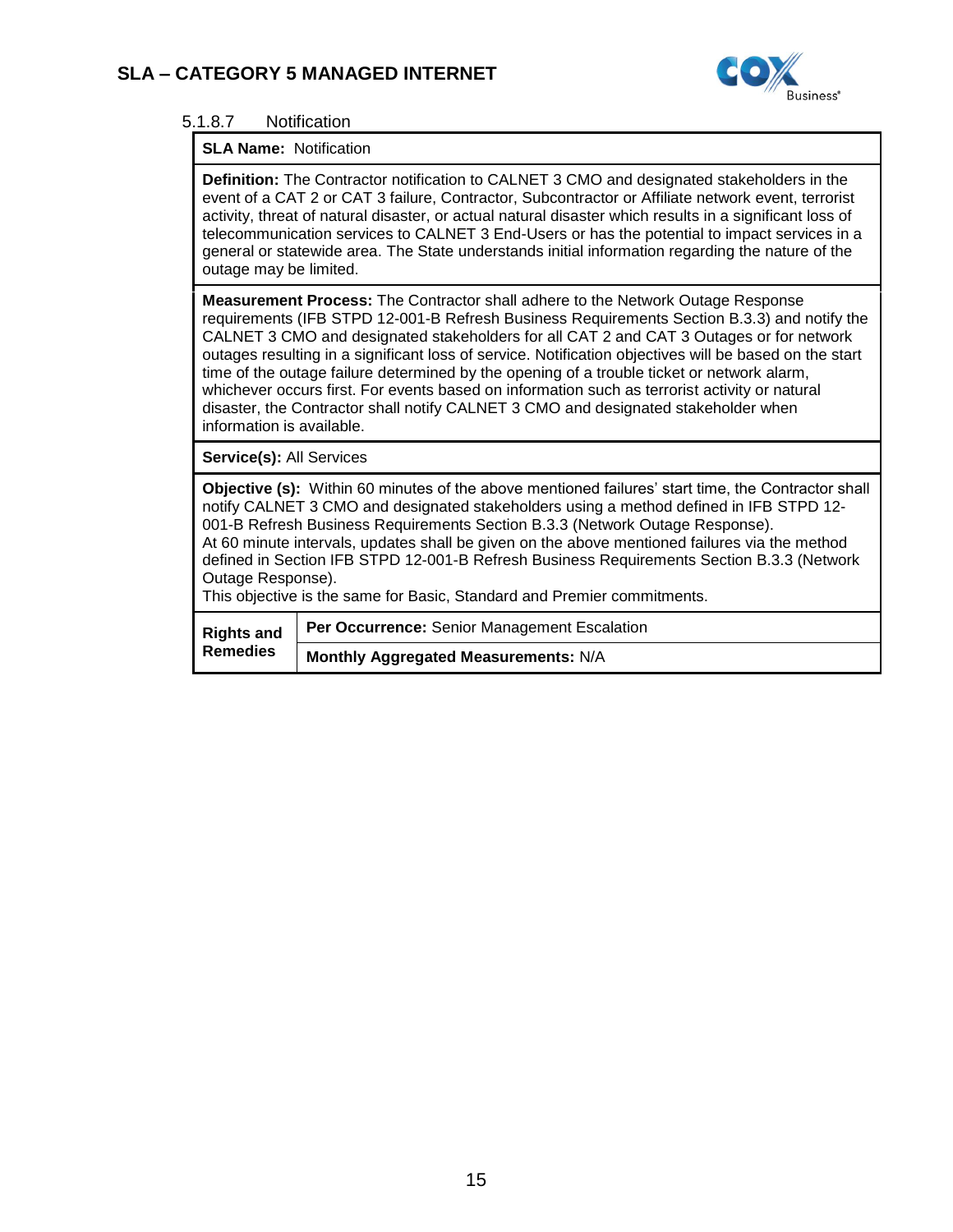#### 5.1.8.7 Notification

| **SLA Name:** Notification | |
|---|---|
| **Definition:** The Contractor notification to CALNET 3 CMO and designated stakeholders in the event of a CAT 2 or CAT 3 failure, Contractor, Subcontractor or Affiliate network event, terrorist activity, threat of natural disaster, or actual natural disaster which results in a significant loss of telecommunication services to CALNET 3 End-Users or has the potential to impact services in a general or statewide area. The State understands initial information regarding the nature of the outage may be limited. | |
| **Measurement Process:** The Contractor shall adhere to the Network Outage Response requirements (IFB STPD 12-001-B Refresh Business Requirements Section B.3.3) and notify the CALNET 3 CMO and designated stakeholders for all CAT 2 and CAT 3 Outages or for network outages resulting in a significant loss of service. Notification objectives will be based on the start time of the outage failure determined by the opening of a trouble ticket or network alarm, whichever occurs first. For events based on information such as terrorist activity or natural disaster, the Contractor shall notify CALNET 3 CMO and designated stakeholder when information is available. | |
| **Service(s):** All Services | |
| **Objective (s):** Within 60 minutes of the above mentioned failures' start time, the Contractor shall notify CALNET 3 CMO and designated stakeholders using a method defined in IFB STPD 12-001-B Refresh Business Requirements Section B.3.3 (Network Outage Response). At 60 minute intervals, updates shall be given on the above mentioned failures via the method defined in Section IFB STPD 12-001-B Refresh Business Requirements Section B.3.3 (Network Outage Response). This objective is the same for Basic, Standard and Premier commitments. | |
| **Rights and Remedies** | **Per Occurrence:** Senior Management Escalation |
| | **Monthly Aggregated Measurements:** N/A |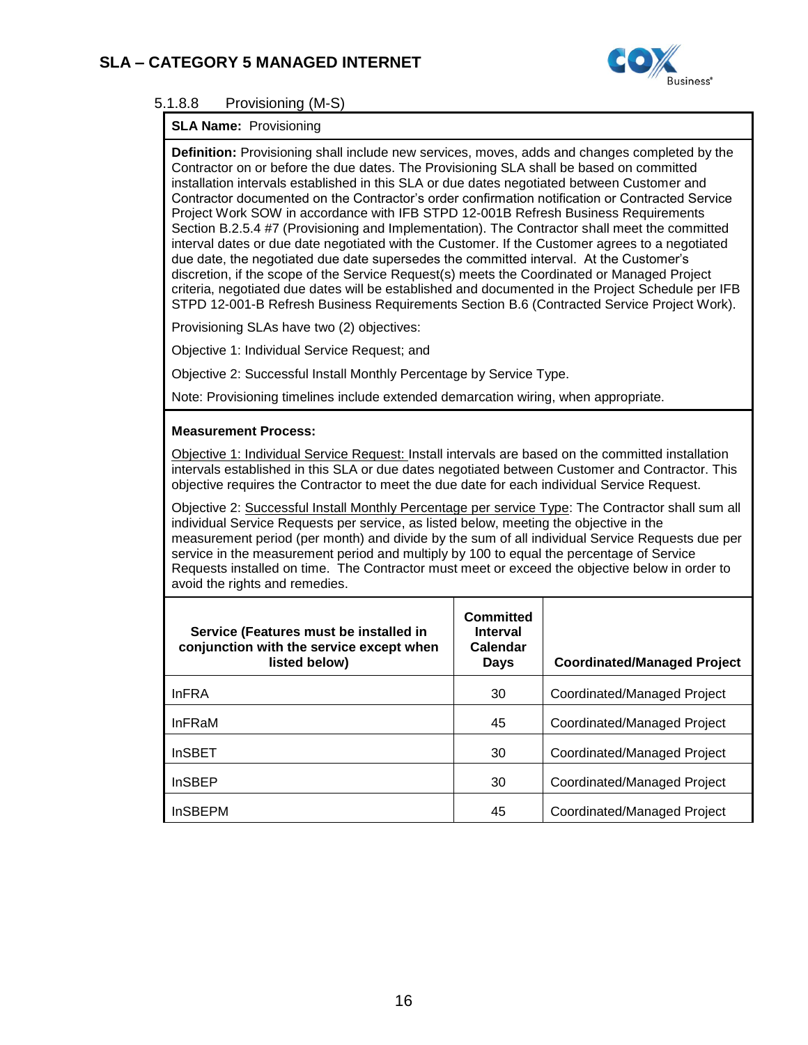#### 5.1.8.8 Provisioning (M-S)

**SLA Name:** Provisioning

**Definition:** Provisioning shall include new services, moves, adds and changes completed by the Contractor on or before the due dates. The Provisioning SLA shall be based on committed installation intervals established in this SLA or due dates negotiated between Customer and Contractor documented on the Contractor's order confirmation notification or Contracted Service Project Work SOW in accordance with IFB STPD 12-001B Refresh Business Requirements Section B.2.5.4 #7 (Provisioning and Implementation). The Contractor shall meet the committed interval dates or due date negotiated with the Customer. If the Customer agrees to a negotiated due date, the negotiated due date supersedes the committed interval. At the Customer's discretion, if the scope of the Service Request(s) meets the Coordinated or Managed Project criteria, negotiated due dates will be established and documented in the Project Schedule per IFB STPD 12-001-B Refresh Business Requirements Section B.6 (Contracted Service Project Work).

Provisioning SLAs have two (2) objectives:

Objective 1: Individual Service Request; and

Objective 2: Successful Install Monthly Percentage by Service Type.

Note: Provisioning timelines include extended demarcation wiring, when appropriate.

**Measurement Process:**

Objective 1: Individual Service Request: Install intervals are based on the committed installation intervals established in this SLA or due dates negotiated between Customer and Contractor. This objective requires the Contractor to meet the due date for each individual Service Request.

Objective 2: Successful Install Monthly Percentage per service Type: The Contractor shall sum all individual Service Requests per service, as listed below, meeting the objective in the measurement period (per month) and divide by the sum of all individual Service Requests due per service in the measurement period and multiply by 100 to equal the percentage of Service Requests installed on time. The Contractor must meet or exceed the objective below in order to avoid the rights and remedies.

| Service (Features must be installed in conjunction with the service except when listed below) | Committed Interval Calendar Days | Coordinated/Managed Project |
|---|---|---|
| InFRA | 30 | Coordinated/Managed Project |
| InFRaM | 45 | Coordinated/Managed Project |
| InSBET | 30 | Coordinated/Managed Project |
| InSBEP | 30 | Coordinated/Managed Project |
| InSBEPM | 45 | Coordinated/Managed Project |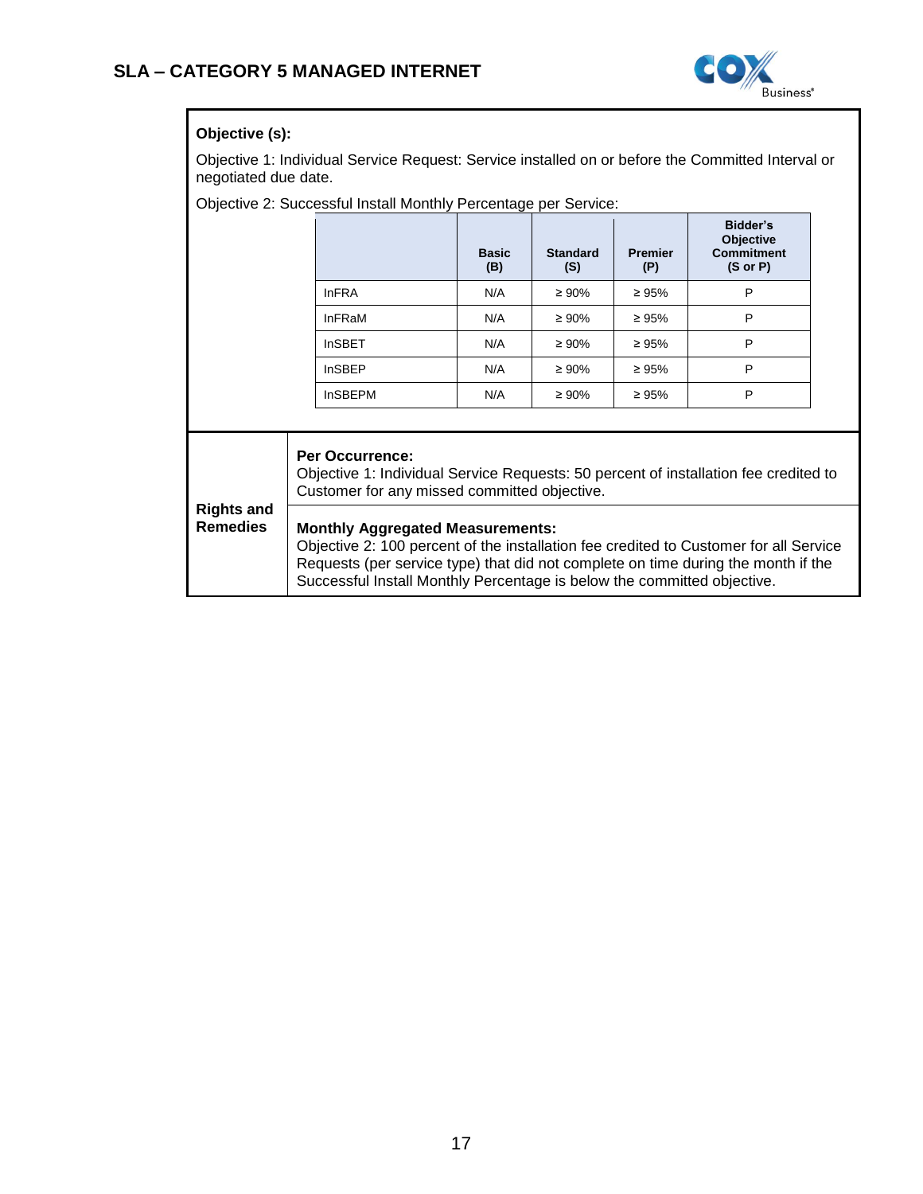# SLA – CATEGORY 5 MANAGED INTERNET

**Objective (s):**

Objective 1: Individual Service Request: Service installed on or before the Committed Interval or negotiated due date.

Objective 2: Successful Install Monthly Percentage per Service:

| | Basic (B) | Standard (S) | Premier (P) | Bidder's Objective Commitment (S or P) |
|---|---|---|---|---|
| InFRA | N/A | ≥ 90% | ≥ 95% | P |
| InFRaM | N/A | ≥ 90% | ≥ 95% | P |
| InSBET | N/A | ≥ 90% | ≥ 95% | P |
| InSBEP | N/A | ≥ 90% | ≥ 95% | P |
| InSBEPM | N/A | ≥ 90% | ≥ 95% | P |

**Rights and Remedies**

**Per Occurrence:**
Objective 1: Individual Service Requests: 50 percent of installation fee credited to Customer for any missed committed objective.

**Monthly Aggregated Measurements:**
Objective 2: 100 percent of the installation fee credited to Customer for all Service Requests (per service type) that did not complete on time during the month if the Successful Install Monthly Percentage is below the committed objective.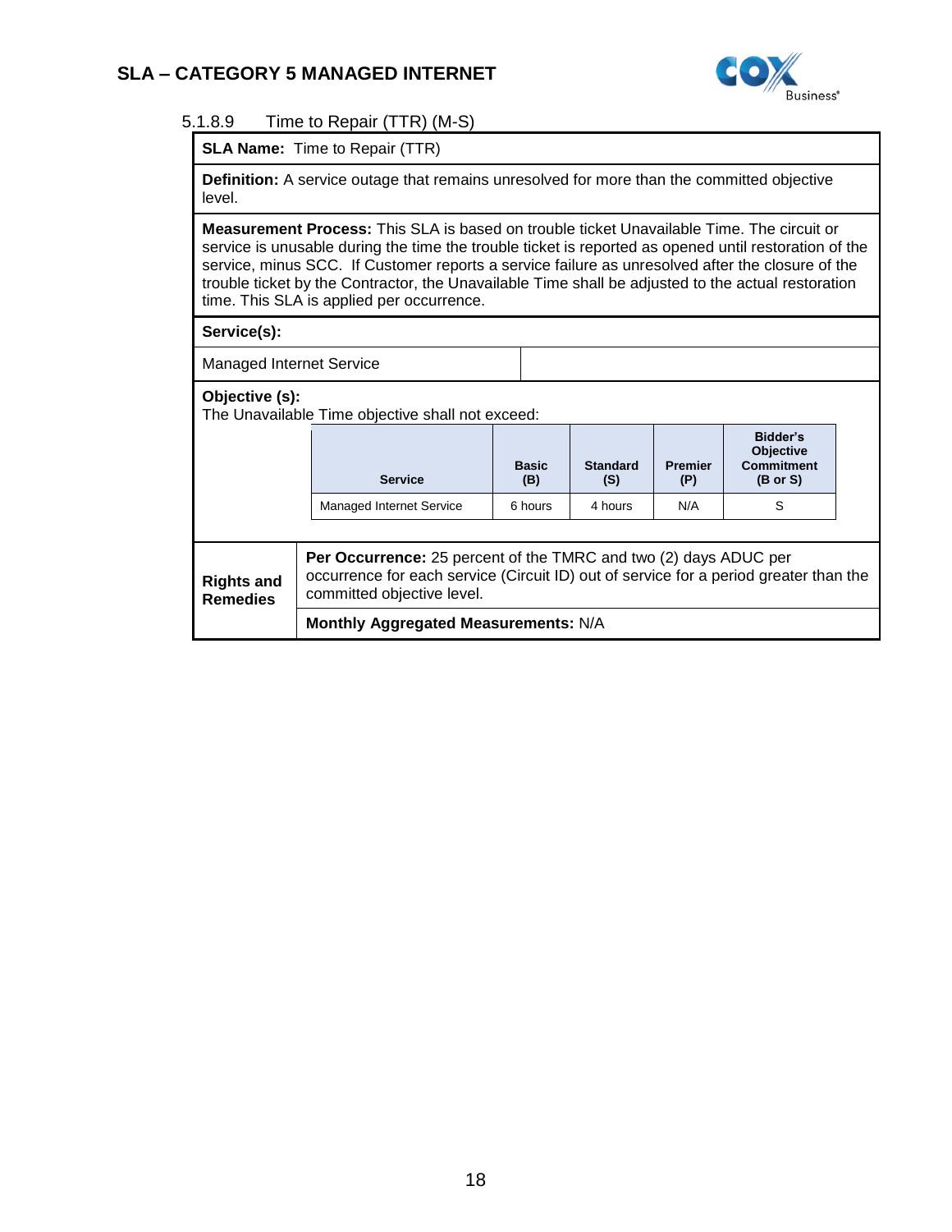#### 5.1.8.9 Time to Repair (TTR) (M-S)

**SLA Name:** Time to Repair (TTR)

**Definition:** A service outage that remains unresolved for more than the committed objective level.

**Measurement Process:** This SLA is based on trouble ticket Unavailable Time. The circuit or service is unusable during the time the trouble ticket is reported as opened until restoration of the service, minus SCC. If Customer reports a service failure as unresolved after the closure of the trouble ticket by the Contractor, the Unavailable Time shall be adjusted to the actual restoration time. This SLA is applied per occurrence.

**Service(s):**

Managed Internet Service

**Objective (s):**
The Unavailable Time objective shall not exceed:

| Service | Basic (B) | Standard (S) | Premier (P) | Bidder's Objective Commitment (B or S) |
|---|---|---|---|---|
| Managed Internet Service | 6 hours | 4 hours | N/A | S |

**Rights and Remedies**

**Per Occurrence:** 25 percent of the TMRC and two (2) days ADUC per occurrence for each service (Circuit ID) out of service for a period greater than the committed objective level.

**Monthly Aggregated Measurements:** N/A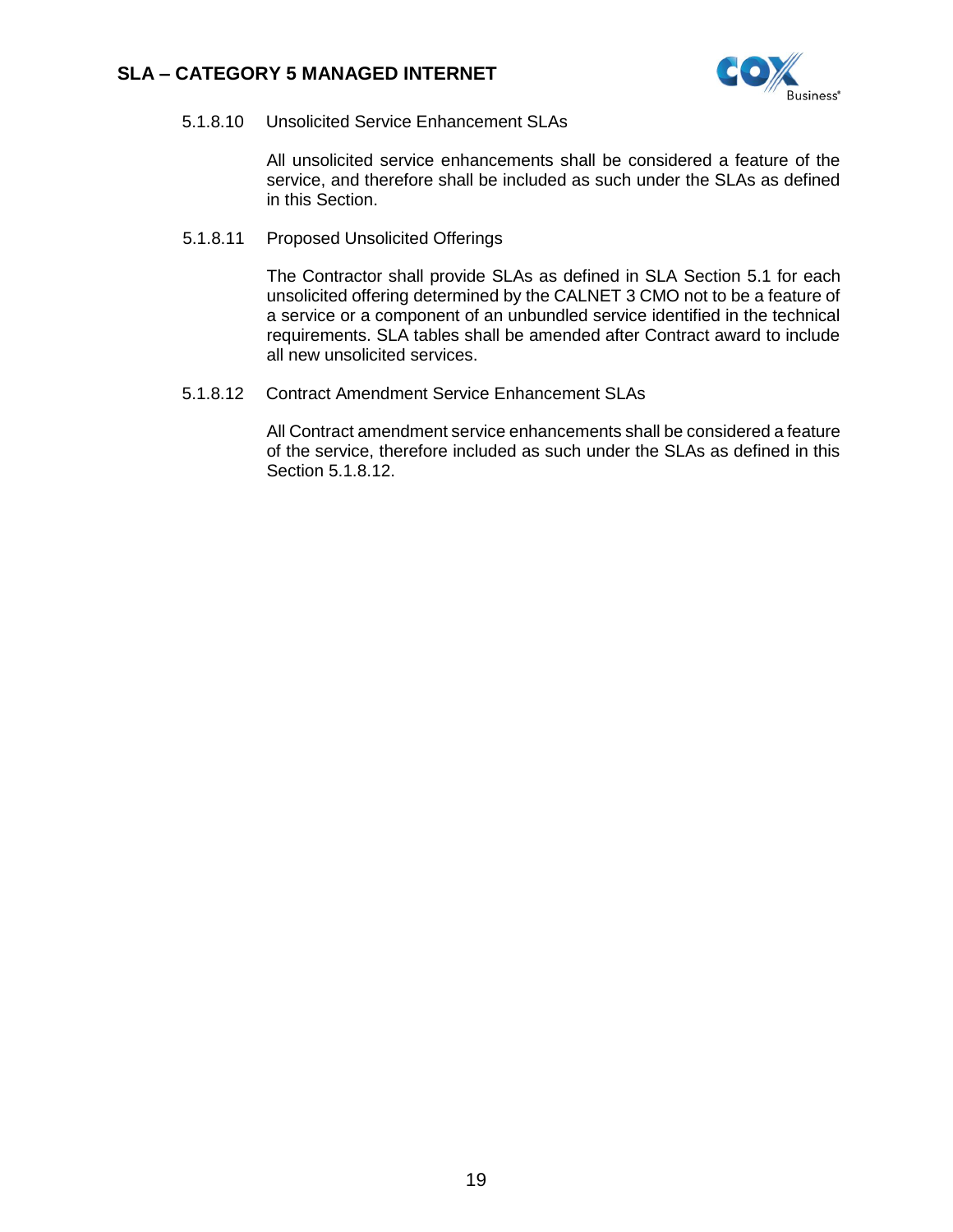#### 5.1.8.10 Unsolicited Service Enhancement SLAs

All unsolicited service enhancements shall be considered a feature of the service, and therefore shall be included as such under the SLAs as defined in this Section.

#### 5.1.8.11 Proposed Unsolicited Offerings

The Contractor shall provide SLAs as defined in SLA Section 5.1 for each unsolicited offering determined by the CALNET 3 CMO not to be a feature of a service or a component of an unbundled service identified in the technical requirements. SLA tables shall be amended after Contract award to include all new unsolicited services.

#### 5.1.8.12 Contract Amendment Service Enhancement SLAs

All Contract amendment service enhancements shall be considered a feature of the service, therefore included as such under the SLAs as defined in this Section 5.1.8.12.